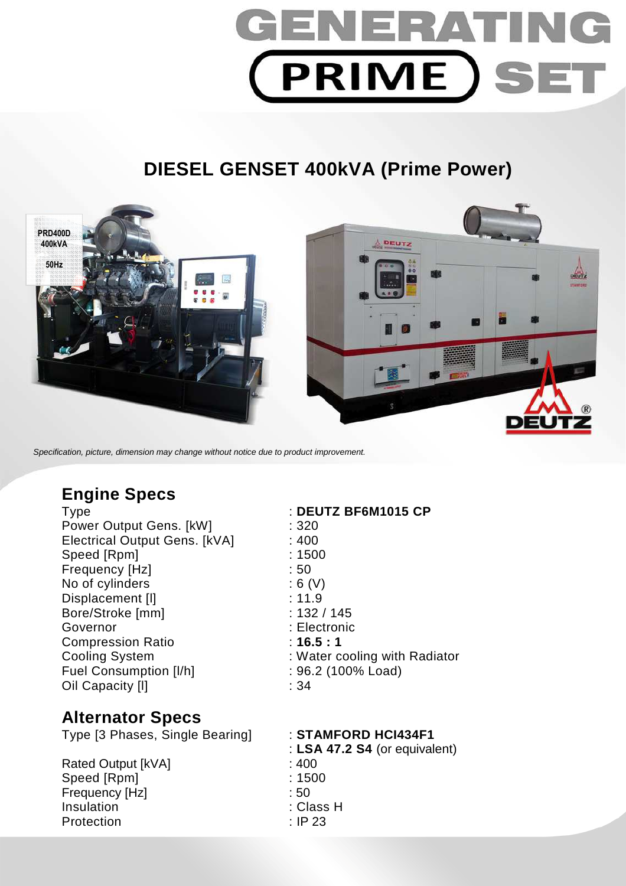# GENERATING PRIME SET

## DIESEL GENSET 400kVA (Prime Power)

*Specification, picture, dimension may change without notice due to product improvement.*

## Engine Specs

| | |
|---|---|
| Type | : **DEUTZ BF6M1015 CP** |
| Power Output Gens. [kW] | : 320 |
| Electrical Output Gens. [kVA] | : 400 |
| Speed [Rpm] | : 1500 |
| Frequency [Hz] | : 50 |
| No of cylinders | : 6 (V) |
| Displacement [l] | : 11.9 |
| Bore/Stroke [mm] | : 132 / 145 |
| Governor | : Electronic |
| Compression Ratio | : **16.5 : 1** |
| Cooling System | : Water cooling with Radiator |
| Fuel Consumption [l/h] | : 96.2 (100% Load) |
| Oil Capacity [l] | : 34 |

## Alternator Specs

| | |
|---|---|
| Type [3 Phases, Single Bearing] | : **STAMFORD HCI434F1** |
| | : **LSA 47.2 S4** (or equivalent) |
| Rated Output [kVA] | : 400 |
| Speed [Rpm] | : 1500 |
| Frequency [Hz] | : 50 |
| Insulation | : Class H |
| Protection | : IP 23 |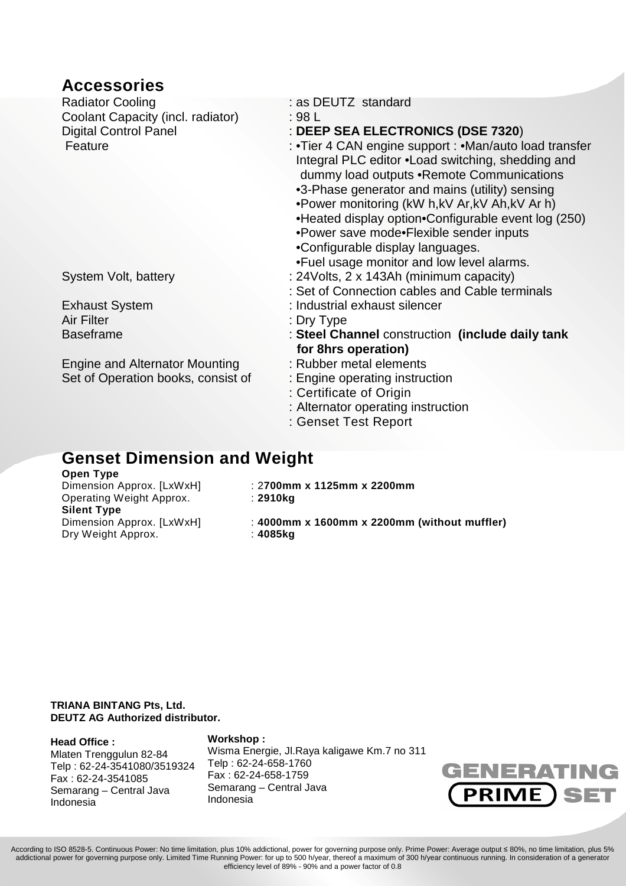## Accessories

| | |
|---|---|
| Radiator Cooling | : as DEUTZ standard |
| Coolant Capacity (incl. radiator) | : 98 L |
| Digital Control Panel | : **DEEP SEA ELECTRONICS (DSE 7320**) |
| Feature | : •Tier 4 CAN engine support : •Man/auto load transfer Integral PLC editor •Load switching, shedding and dummy load outputs •Remote Communications •3-Phase generator and mains (utility) sensing •Power monitoring (kW h,kV Ar,kV Ah,kV Ar h) •Heated display option•Configurable event log (250) •Power save mode•Flexible sender inputs •Configurable display languages. •Fuel usage monitor and low level alarms. |
| System Volt, battery | : 24Volts, 2 x 143Ah (minimum capacity) |
| | : Set of Connection cables and Cable terminals |
| Exhaust System | : Industrial exhaust silencer |
| Air Filter | : Dry Type |
| Baseframe | : **Steel Channel** construction **(include daily tank for 8hrs operation)** |
| Engine and Alternator Mounting | : Rubber metal elements |
| Set of Operation books, consist of | : Engine operating instruction |
| | : Certificate of Origin |
| | : Alternator operating instruction |
| | : Genset Test Report |

## Genset Dimension and Weight

**Open Type**

| | |
|---|---|
| Dimension Approx. [LxWxH] | : 2**700mm x 1125mm x 2200mm** |
| Operating Weight Approx. | : **2910kg** |

**Silent Type**

| | |
|---|---|
| Dimension Approx. [LxWxH] | : **4000mm x 1600mm x 2200mm (without muffler)** |
| Dry Weight Approx. | : **4085kg** |

**TRIANA BINTANG Pts, Ltd.**
**DEUTZ AG Authorized distributor.**

**Head Office :**
Mlaten Trenggulun 82-84
Telp : 62-24-3541080/3519324
Fax : 62-24-3541085
Semarang – Central Java
Indonesia

**Workshop :**
Wisma Energie, Jl.Raya kaligawe Km.7 no 311
Telp : 62-24-658-1760
Fax : 62-24-658-1759
Semarang – Central Java
Indonesia

GENERATING PRIME SET

According to ISO 8528-5. Continuous Power: No time limitation, plus 10% addictional, power for governing purpose only. Prime Power: Average output ≤ 80%, no time limitation, plus 5% addictional power for governing purpose only. Limited Time Running Power: for up to 500 h/year, thereof a maximum of 300 h/year continuous running. In consideration of a generator efficiency level of 89% - 90% and a power factor of 0.8